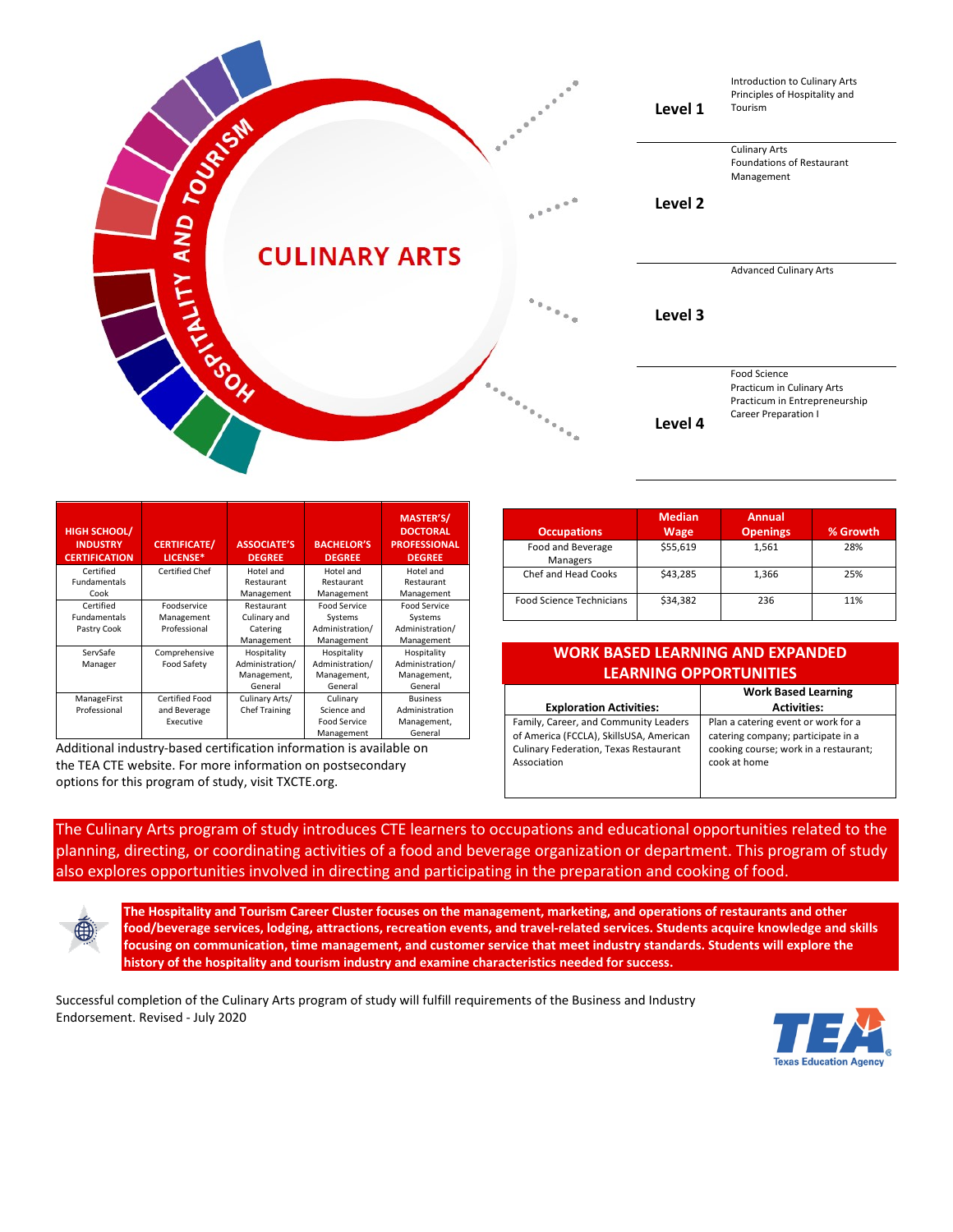# CULINARY ARTS

HOSPITALITY AND TOURISM

**Level 1**
- Introduction to Culinary Arts
- Principles of Hospitality and Tourism

**Level 2**
- Culinary Arts
- Foundations of Restaurant Management

**Level 3**
- Advanced Culinary Arts

**Level 4**
- Food Science
- Practicum in Culinary Arts
- Practicum in Entrepreneurship
- Career Preparation I

| HIGH SCHOOL/ INDUSTRY CERTIFICATION | CERTIFICATE/ LICENSE* | ASSOCIATE'S DEGREE | BACHELOR'S DEGREE | MASTER'S/ DOCTORAL PROFESSIONAL DEGREE |
|---|---|---|---|---|
| Certified Fundamentals Cook | Certified Chef | Hotel and Restaurant Management | Hotel and Restaurant Management | Hotel and Restaurant Management |
| Certified Fundamentals Pastry Cook | Foodservice Management Professional | Restaurant Culinary and Catering Management | Food Service Systems Administration/ Management | Food Service Systems Administration/ Management |
| ServSafe Manager | Comprehensive Food Safety | Hospitality Administration/ Management, General | Hospitality Administration/ Management, General | Hospitality Administration/ Management, General |
| ManageFirst Professional | Certified Food and Beverage Executive | Culinary Arts/ Chef Training | Culinary Science and Food Service Management | Business Administration Management, General |

Additional industry-based certification information is available on the TEA CTE website. For more information on postsecondary options for this program of study, visit TXCTE.org.

| Occupations | Median Wage | Annual Openings | % Growth |
|---|---|---|---|
| Food and Beverage Managers | $55,619 | 1,561 | 28% |
| Chef and Head Cooks | $43,285 | 1,366 | 25% |
| Food Science Technicians | $34,382 | 236 | 11% |

## WORK BASED LEARNING AND EXPANDED LEARNING OPPORTUNITIES

| Exploration Activities: | Work Based Learning Activities: |
|---|---|
| Family, Career, and Community Leaders of America (FCCLA), SkillsUSA, American Culinary Federation, Texas Restaurant Association | Plan a catering event or work for a catering company; participate in a cooking course; work in a restaurant; cook at home |

The Culinary Arts program of study introduces CTE learners to occupations and educational opportunities related to the planning, directing, or coordinating activities of a food and beverage organization or department. This program of study also explores opportunities involved in directing and participating in the preparation and cooking of food.

**The Hospitality and Tourism Career Cluster focuses on the management, marketing, and operations of restaurants and other food/beverage services, lodging, attractions, recreation events, and travel-related services. Students acquire knowledge and skills focusing on communication, time management, and customer service that meet industry standards. Students will explore the history of the hospitality and tourism industry and examine characteristics needed for success.**

Successful completion of the Culinary Arts program of study will fulfill requirements of the Business and Industry Endorsement. Revised - July 2020

TEA Texas Education Agency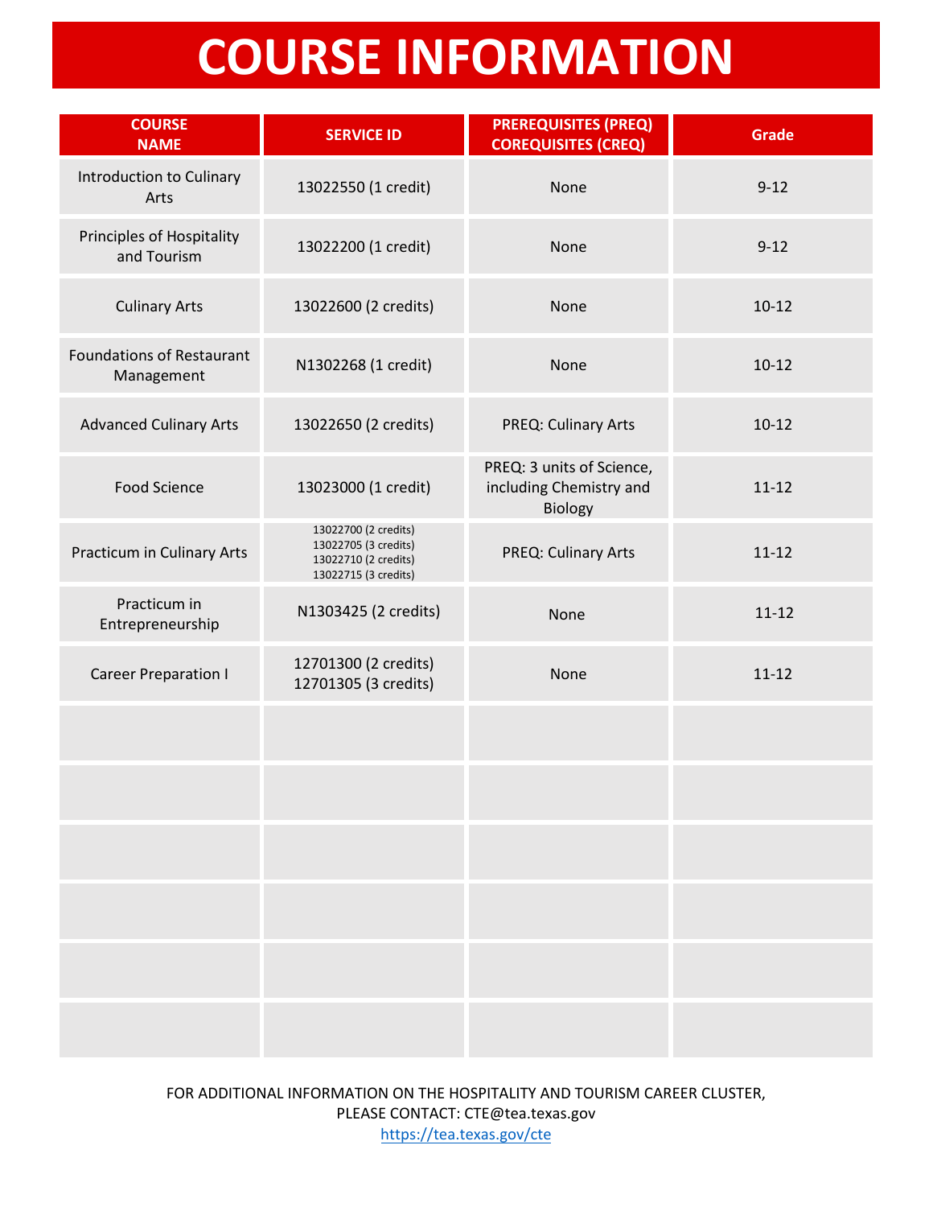# COURSE INFORMATION

| COURSE NAME | SERVICE ID | PREREQUISITES (PREQ) COREQUISITES (CREQ) | Grade |
|---|---|---|---|
| Introduction to Culinary Arts | 13022550 (1 credit) | None | 9-12 |
| Principles of Hospitality and Tourism | 13022200 (1 credit) | None | 9-12 |
| Culinary Arts | 13022600 (2 credits) | None | 10-12 |
| Foundations of Restaurant Management | N1302268 (1 credit) | None | 10-12 |
| Advanced Culinary Arts | 13022650 (2 credits) | PREQ: Culinary Arts | 10-12 |
| Food Science | 13023000 (1 credit) | PREQ: 3 units of Science, including Chemistry and Biology | 11-12 |
| Practicum in Culinary Arts | 13022700 (2 credits)<br>13022705 (3 credits)<br>13022710 (2 credits)<br>13022715 (3 credits) | PREQ: Culinary Arts | 11-12 |
| Practicum in Entrepreneurship | N1303425 (2 credits) | None | 11-12 |
| Career Preparation I | 12701300 (2 credits)<br>12701305 (3 credits) | None | 11-12 |
| | | | |
| | | | |
| | | | |
| | | | |
| | | | |
| | | | |

FOR ADDITIONAL INFORMATION ON THE HOSPITALITY AND TOURISM CAREER CLUSTER, PLEASE CONTACT: CTE@tea.texas.gov
https://tea.texas.gov/cte